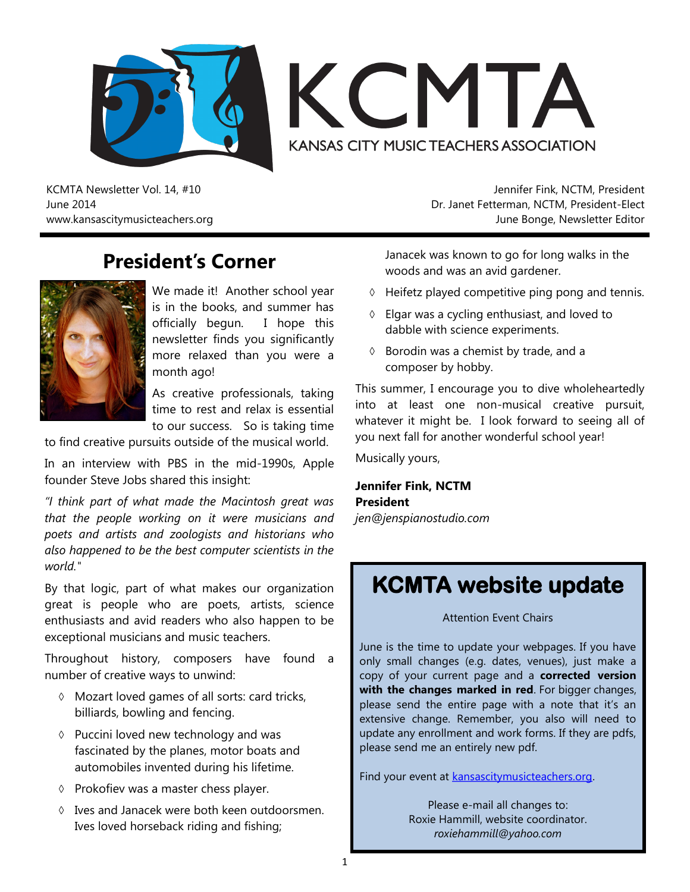# KCMTA

KANSAS CITY MUSIC TEACHERS ASSOCIATION

KCMTA Newsletter Vol. 14, #10
June 2014
www.kansascitymusicteachers.org

Jennifer Fink, NCTM, President
Dr. Janet Fetterman, NCTM, President-Elect
June Bonge, Newsletter Editor

## President's Corner

We made it! Another school year is in the books, and summer has officially begun. I hope this newsletter finds you significantly more relaxed than you were a month ago!

As creative professionals, taking time to rest and relax is essential to our success. So is taking time to find creative pursuits outside of the musical world.

In an interview with PBS in the mid-1990s, Apple founder Steve Jobs shared this insight:

*"I think part of what made the Macintosh great was that the people working on it were musicians and poets and artists and zoologists and historians who also happened to be the best computer scientists in the world."*

By that logic, part of what makes our organization great is people who are poets, artists, science enthusiasts and avid readers who also happen to be exceptional musicians and music teachers.

Throughout history, composers have found a number of creative ways to unwind:

- Mozart loved games of all sorts: card tricks, billiards, bowling and fencing.
- Puccini loved new technology and was fascinated by the planes, motor boats and automobiles invented during his lifetime.
- Prokofiev was a master chess player.
- Ives and Janacek were both keen outdoorsmen. Ives loved horseback riding and fishing; Janacek was known to go for long walks in the woods and was an avid gardener.
- Heifetz played competitive ping pong and tennis.
- Elgar was a cycling enthusiast, and loved to dabble with science experiments.
- Borodin was a chemist by trade, and a composer by hobby.

This summer, I encourage you to dive wholeheartedly into at least one non-musical creative pursuit, whatever it might be. I look forward to seeing all of you next fall for another wonderful school year!

Musically yours,

**Jennifer Fink, NCTM**
**President**
*jen@jenspianostudio.com*

## KCMTA website update

Attention Event Chairs

June is the time to update your webpages. If you have only small changes (e.g. dates, venues), just make a copy of your current page and a **corrected version with the changes marked in red**. For bigger changes, please send the entire page with a note that it's an extensive change. Remember, you also will need to update any enrollment and work forms. If they are pdfs, please send me an entirely new pdf.

Find your event at kansascitymusicteachers.org.

Please e-mail all changes to:
Roxie Hammill, website coordinator.
*roxiehammill@yahoo.com*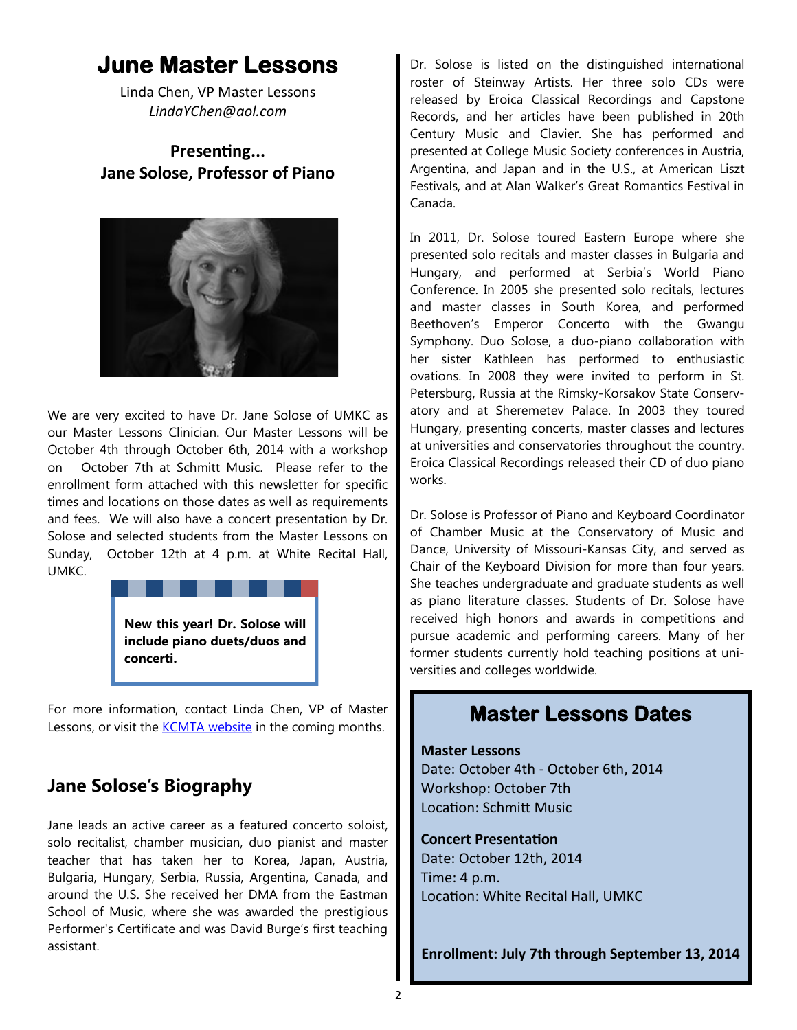# June Master Lessons

Linda Chen, VP Master Lessons
*LindaYChen@aol.com*

**Presenting...**
**Jane Solose, Professor of Piano**

We are very excited to have Dr. Jane Solose of UMKC as our Master Lessons Clinician. Our Master Lessons will be October 4th through October 6th, 2014 with a workshop on October 7th at Schmitt Music. Please refer to the enrollment form attached with this newsletter for specific times and locations on those dates as well as requirements and fees. We will also have a concert presentation by Dr. Solose and selected students from the Master Lessons on Sunday, October 12th at 4 p.m. at White Recital Hall, UMKC.

**New this year! Dr. Solose will include piano duets/duos and concerti.**

For more information, contact Linda Chen, VP of Master Lessons, or visit the KCMTA website in the coming months.

## Jane Solose's Biography

Jane leads an active career as a featured concerto soloist, solo recitalist, chamber musician, duo pianist and master teacher that has taken her to Korea, Japan, Austria, Bulgaria, Hungary, Serbia, Russia, Argentina, Canada, and around the U.S. She received her DMA from the Eastman School of Music, where she was awarded the prestigious Performer's Certificate and was David Burge's first teaching assistant.

Dr. Solose is listed on the distinguished international roster of Steinway Artists. Her three solo CDs were released by Eroica Classical Recordings and Capstone Records, and her articles have been published in 20th Century Music and Clavier. She has performed and presented at College Music Society conferences in Austria, Argentina, and Japan and in the U.S., at American Liszt Festivals, and at Alan Walker's Great Romantics Festival in Canada.

In 2011, Dr. Solose toured Eastern Europe where she presented solo recitals and master classes in Bulgaria and Hungary, and performed at Serbia's World Piano Conference. In 2005 she presented solo recitals, lectures and master classes in South Korea, and performed Beethoven's Emperor Concerto with the Gwangu Symphony. Duo Solose, a duo-piano collaboration with her sister Kathleen has performed to enthusiastic ovations. In 2008 they were invited to perform in St. Petersburg, Russia at the Rimsky-Korsakov State Conservatory and at Sheremetev Palace. In 2003 they toured Hungary, presenting concerts, master classes and lectures at universities and conservatories throughout the country. Eroica Classical Recordings released their CD of duo piano works.

Dr. Solose is Professor of Piano and Keyboard Coordinator of Chamber Music at the Conservatory of Music and Dance, University of Missouri-Kansas City, and served as Chair of the Keyboard Division for more than four years. She teaches undergraduate and graduate students as well as piano literature classes. Students of Dr. Solose have received high honors and awards in competitions and pursue academic and performing careers. Many of her former students currently hold teaching positions at universities and colleges worldwide.

## Master Lessons Dates

**Master Lessons**
Date: October 4th - October 6th, 2014
Workshop: October 7th
Location: Schmitt Music

**Concert Presentation**
Date: October 12th, 2014
Time: 4 p.m.
Location: White Recital Hall, UMKC

**Enrollment: July 7th through September 13, 2014**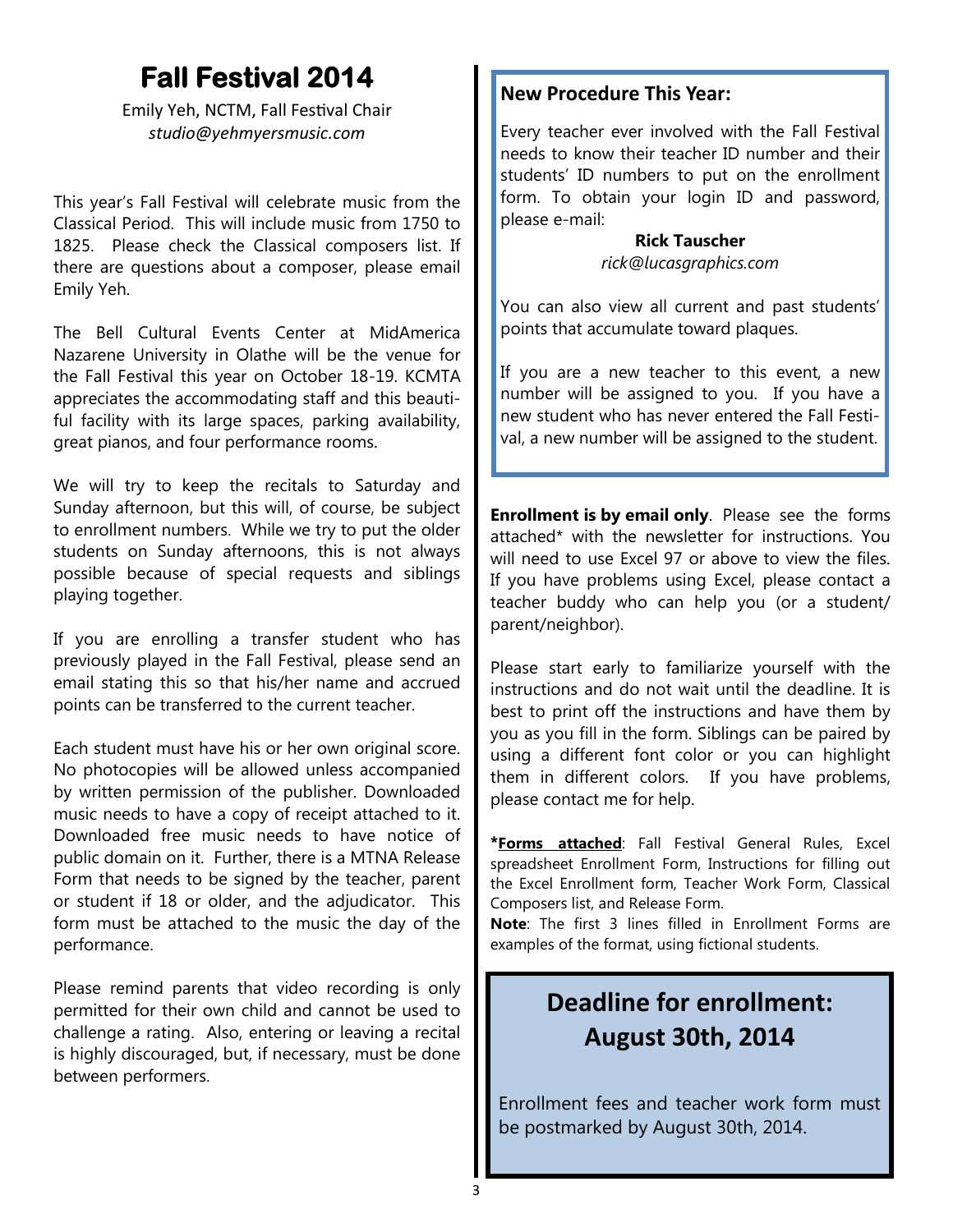# Fall Festival 2014

Emily Yeh, NCTM, Fall Festival Chair
*studio@yehmyersmusic.com*

This year's Fall Festival will celebrate music from the Classical Period. This will include music from 1750 to 1825. Please check the Classical composers list. If there are questions about a composer, please email Emily Yeh.

The Bell Cultural Events Center at MidAmerica Nazarene University in Olathe will be the venue for the Fall Festival this year on October 18-19. KCMTA appreciates the accommodating staff and this beautiful facility with its large spaces, parking availability, great pianos, and four performance rooms.

We will try to keep the recitals to Saturday and Sunday afternoon, but this will, of course, be subject to enrollment numbers. While we try to put the older students on Sunday afternoons, this is not always possible because of special requests and siblings playing together.

If you are enrolling a transfer student who has previously played in the Fall Festival, please send an email stating this so that his/her name and accrued points can be transferred to the current teacher.

Each student must have his or her own original score. No photocopies will be allowed unless accompanied by written permission of the publisher. Downloaded music needs to have a copy of receipt attached to it. Downloaded free music needs to have notice of public domain on it. Further, there is a MTNA Release Form that needs to be signed by the teacher, parent or student if 18 or older, and the adjudicator. This form must be attached to the music the day of the performance.

Please remind parents that video recording is only permitted for their own child and cannot be used to challenge a rating. Also, entering or leaving a recital is highly discouraged, but, if necessary, must be done between performers.

## New Procedure This Year:

Every teacher ever involved with the Fall Festival needs to know their teacher ID number and their students' ID numbers to put on the enrollment form. To obtain your login ID and password, please e-mail:

**Rick Tauscher**
*rick@lucasgraphics.com*

You can also view all current and past students' points that accumulate toward plaques.

If you are a new teacher to this event, a new number will be assigned to you. If you have a new student who has never entered the Fall Festival, a new number will be assigned to the student.

**Enrollment is by email only**. Please see the forms attached* with the newsletter for instructions. You will need to use Excel 97 or above to view the files. If you have problems using Excel, please contact a teacher buddy who can help you (or a student/parent/neighbor).

Please start early to familiarize yourself with the instructions and do not wait until the deadline. It is best to print off the instructions and have them by you as you fill in the form. Siblings can be paired by using a different font color or you can highlight them in different colors. If you have problems, please contact me for help.

***Forms attached**: Fall Festival General Rules, Excel spreadsheet Enrollment Form, Instructions for filling out the Excel Enrollment form, Teacher Work Form, Classical Composers list, and Release Form.

**Note**: The first 3 lines filled in Enrollment Forms are examples of the format, using fictional students.

## Deadline for enrollment: August 30th, 2014

Enrollment fees and teacher work form must be postmarked by August 30th, 2014.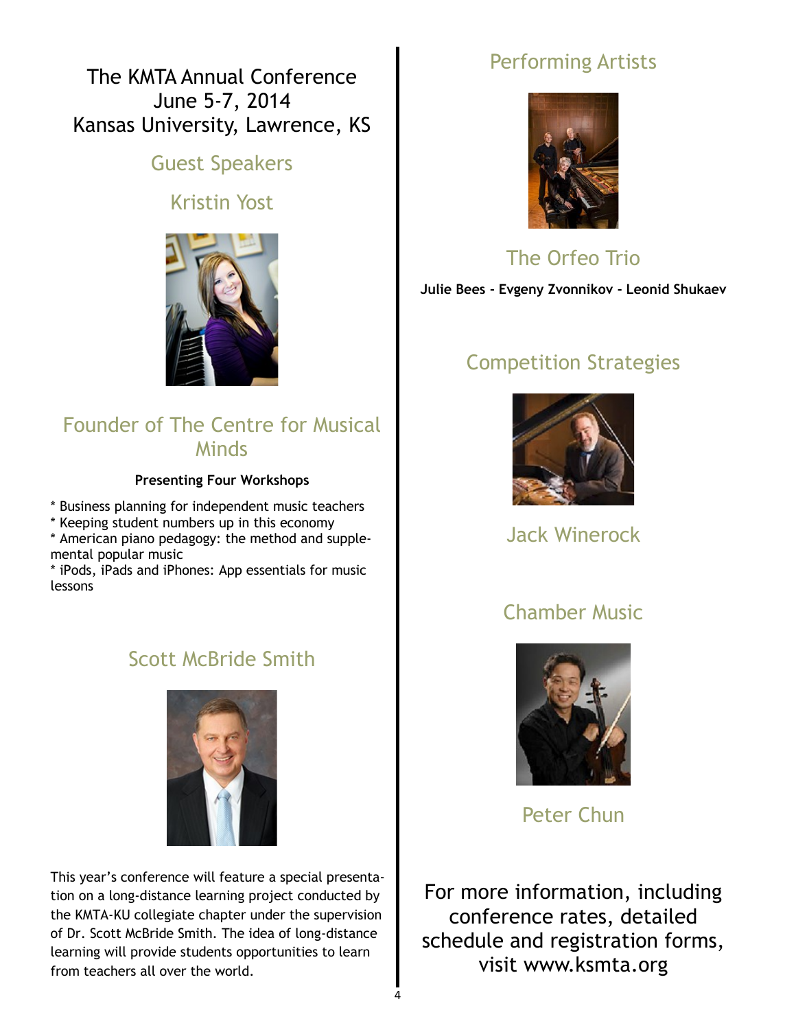# The KMTA Annual Conference
# June 5-7, 2014
# Kansas University, Lawrence, KS

## Guest Speakers

### Kristin Yost

### Founder of The Centre for Musical Minds

**Presenting Four Workshops**

* Business planning for independent music teachers
* Keeping student numbers up in this economy
* American piano pedagogy: the method and supplemental popular music
* iPods, iPads and iPhones: App essentials for music lessons

### Scott McBride Smith

This year's conference will feature a special presentation on a long-distance learning project conducted by the KMTA-KU collegiate chapter under the supervision of Dr. Scott McBride Smith. The idea of long-distance learning will provide students opportunities to learn from teachers all over the world.

## Performing Artists

### The Orfeo Trio

**Julie Bees - Evgeny Zvonnikov - Leonid Shukaev**

## Competition Strategies

### Jack Winerock

## Chamber Music

### Peter Chun

For more information, including conference rates, detailed schedule and registration forms, visit www.ksmta.org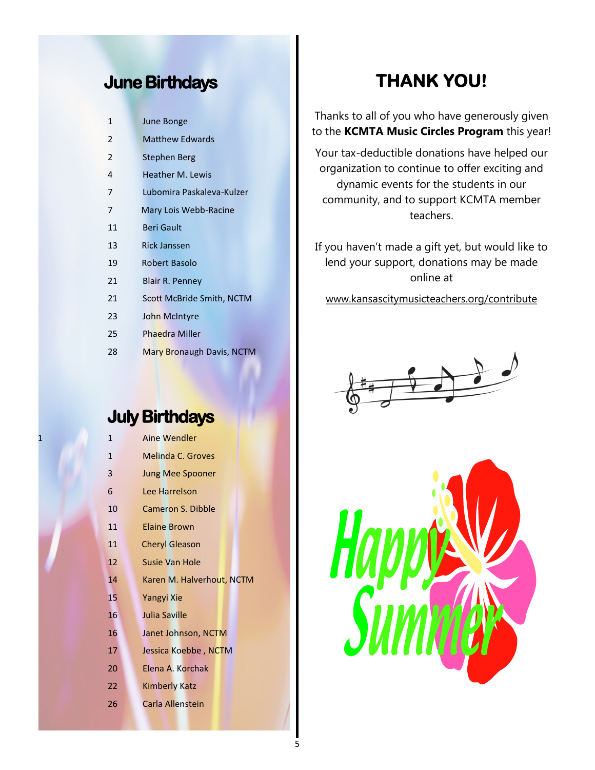## June Birthdays

| | |
|---|---|
| 1 | June Bonge |
| 2 | Matthew Edwards |
| 2 | Stephen Berg |
| 4 | Heather M. Lewis |
| 7 | Lubomira Paskaleva-Kulzer |
| 7 | Mary Lois Webb-Racine |
| 11 | Beri Gault |
| 13 | Rick Janssen |
| 19 | Robert Basolo |
| 21 | Blair R. Penney |
| 21 | Scott McBride Smith, NCTM |
| 23 | John McIntyre |
| 25 | Phaedra Miller |
| 28 | Mary Bronaugh Davis, NCTM |

## July Birthdays

| | |
|---|---|
| 1 | Aine Wendler |
| 1 | Melinda C. Groves |
| 3 | Jung Mee Spooner |
| 6 | Lee Harrelson |
| 10 | Cameron S. Dibble |
| 11 | Elaine Brown |
| 11 | Cheryl Gleason |
| 12 | Susie Van Hole |
| 14 | Karen M. Halverhout, NCTM |
| 15 | Yangyi Xie |
| 16 | Julia Saville |
| 16 | Janet Johnson, NCTM |
| 17 | Jessica Koebbe , NCTM |
| 20 | Elena A. Korchak |
| 22 | Kimberly Katz |
| 26 | Carla Allenstein |

## THANK YOU!

Thanks to all of you who have generously given to the **KCMTA Music Circles Program** this year!

Your tax-deductible donations have helped our organization to continue to offer exciting and dynamic events for the students in our community, and to support KCMTA member teachers.

If you haven't made a gift yet, but would like to lend your support, donations may be made online at

www.kansascitymusicteachers.org/contribute

Happy Summer